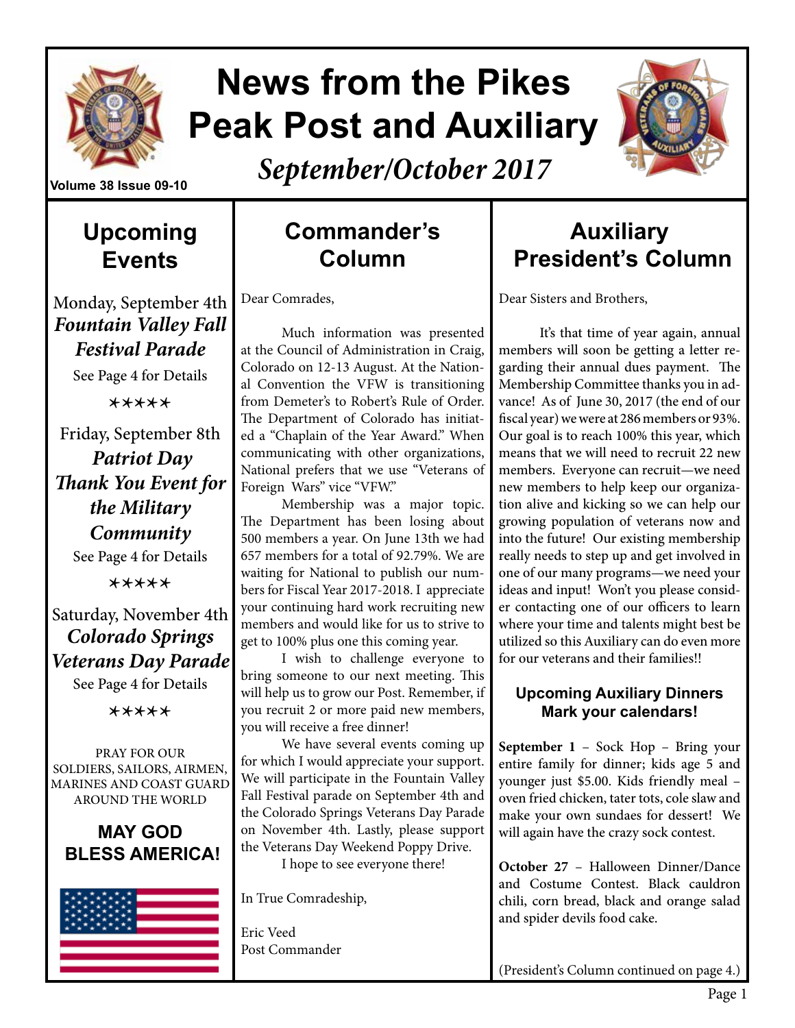# News from the Pikes Peak Post and Auxiliary

Volume 38 Issue 09-10

*September/October 2017*

## Upcoming Events

Monday, September 4th
***Fountain Valley Fall Festival Parade***
See Page 4 for Details

\*\*\*\*\*

Friday, September 8th
***Patriot Day Thank You Event for the Military Community***
See Page 4 for Details

\*\*\*\*\*

Saturday, November 4th
***Colorado Springs Veterans Day Parade***
See Page 4 for Details

\*\*\*\*\*

PRAY FOR OUR SOLDIERS, SAILORS, AIRMEN, MARINES AND COAST GUARD AROUND THE WORLD

**MAY GOD BLESS AMERICA!**

## Commander's Column

Dear Comrades,

Much information was presented at the Council of Administration in Craig, Colorado on 12-13 August. At the National Convention the VFW is transitioning from Demeter's to Robert's Rule of Order. The Department of Colorado has initiated a "Chaplain of the Year Award." When communicating with other organizations, National prefers that we use "Veterans of Foreign Wars" vice "VFW."

Membership was a major topic. The Department has been losing about 500 members a year. On June 13th we had 657 members for a total of 92.79%. We are waiting for National to publish our numbers for Fiscal Year 2017-2018. I appreciate your continuing hard work recruiting new members and would like for us to strive to get to 100% plus one this coming year.

I wish to challenge everyone to bring someone to our next meeting. This will help us to grow our Post. Remember, if you recruit 2 or more paid new members, you will receive a free dinner!

We have several events coming up for which I would appreciate your support. We will participate in the Fountain Valley Fall Festival parade on September 4th and the Colorado Springs Veterans Day Parade on November 4th. Lastly, please support the Veterans Day Weekend Poppy Drive.

I hope to see everyone there!

In True Comradeship,

Eric Veed
Post Commander

## Auxiliary President's Column

Dear Sisters and Brothers,

It's that time of year again, annual members will soon be getting a letter regarding their annual dues payment. The Membership Committee thanks you in advance! As of June 30, 2017 (the end of our fiscal year) we were at 286 members or 93%. Our goal is to reach 100% this year, which means that we will need to recruit 22 new members. Everyone can recruit—we need new members to help keep our organization alive and kicking so we can help our growing population of veterans now and into the future! Our existing membership really needs to step up and get involved in one of our many programs—we need your ideas and input! Won't you please consider contacting one of our officers to learn where your time and talents might best be utilized so this Auxiliary can do even more for our veterans and their families!!

### Upcoming Auxiliary Dinners Mark your calendars!

**September 1** – Sock Hop – Bring your entire family for dinner; kids age 5 and younger just $5.00. Kids friendly meal – oven fried chicken, tater tots, cole slaw and make your own sundaes for dessert! We will again have the crazy sock contest.

**October 27** – Halloween Dinner/Dance and Costume Contest. Black cauldron chili, corn bread, black and orange salad and spider devils food cake.

(President's Column continued on page 4.)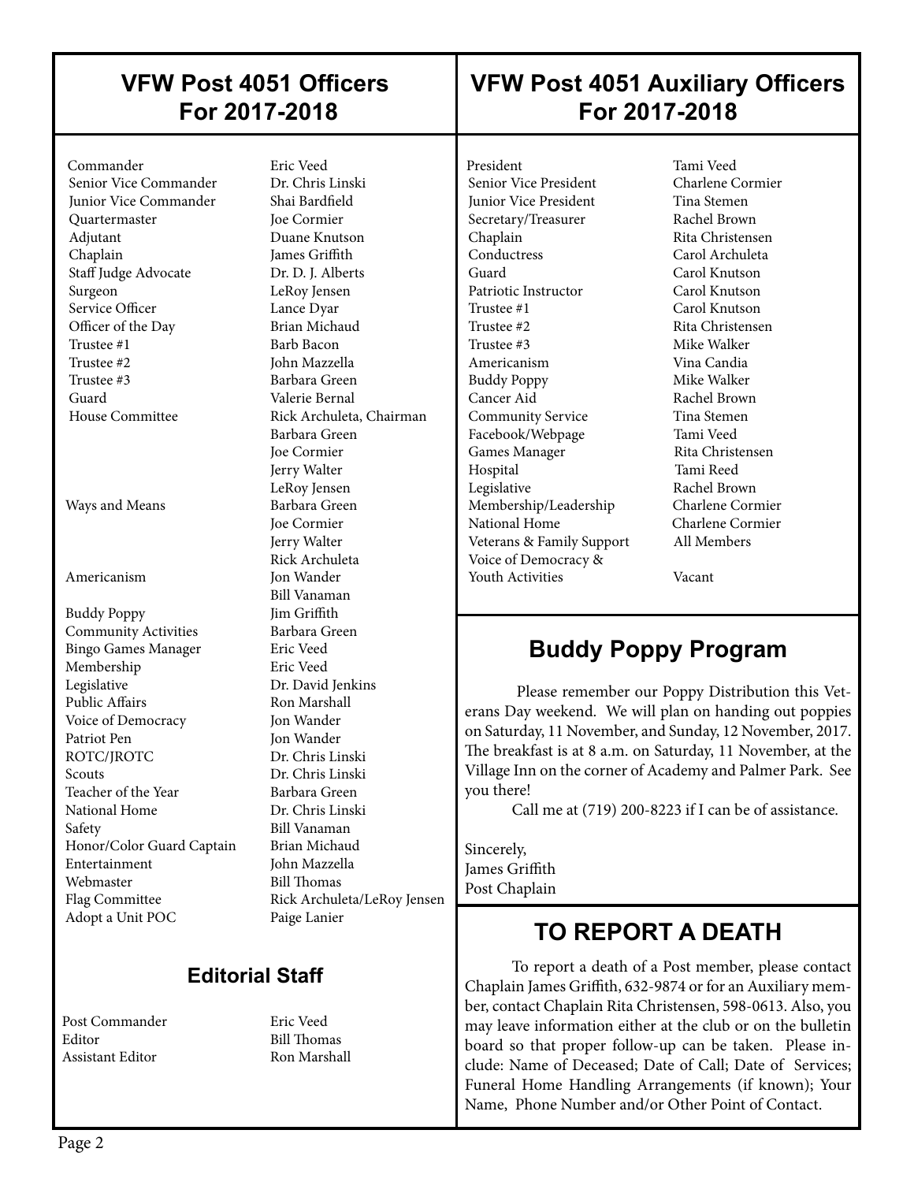## VFW Post 4051 Officers For 2017-2018

| Position | Name |
| --- | --- |
| Commander | Eric Veed |
| Senior Vice Commander | Dr. Chris Linski |
| Junior Vice Commander | Shai Bardfield |
| Quartermaster | Joe Cormier |
| Adjutant | Duane Knutson |
| Chaplain | James Griffith |
| Staff Judge Advocate | Dr. D. J. Alberts |
| Surgeon | LeRoy Jensen |
| Service Officer | Lance Dyar |
| Officer of the Day | Brian Michaud |
| Trustee #1 | Barb Bacon |
| Trustee #2 | John Mazzella |
| Trustee #3 | Barbara Green |
| Guard | Valerie Bernal |
| House Committee | Rick Archuleta, Chairman |
| | Barbara Green |
| | Joe Cormier |
| | Jerry Walter |
| | LeRoy Jensen |
| Ways and Means | Barbara Green |
| | Joe Cormier |
| | Jerry Walter |
| | Rick Archuleta |
| Americanism | Jon Wander |
| | Bill Vanaman |
| Buddy Poppy | Jim Griffith |
| Community Activities | Barbara Green |
| Bingo Games Manager | Eric Veed |
| Membership | Eric Veed |
| Legislative | Dr. David Jenkins |
| Public Affairs | Ron Marshall |
| Voice of Democracy | Jon Wander |
| Patriot Pen | Jon Wander |
| ROTC/JROTC | Dr. Chris Linski |
| Scouts | Dr. Chris Linski |
| Teacher of the Year | Barbara Green |
| National Home | Dr. Chris Linski |
| Safety | Bill Vanaman |
| Honor/Color Guard Captain | Brian Michaud |
| Entertainment | John Mazzella |
| Webmaster | Bill Thomas |
| Flag Committee | Rick Archuleta/LeRoy Jensen |
| Adopt a Unit POC | Paige Lanier |

### Editorial Staff

| Position | Name |
| --- | --- |
| Post Commander | Eric Veed |
| Editor | Bill Thomas |
| Assistant Editor | Ron Marshall |

## VFW Post 4051 Auxiliary Officers For 2017-2018

| Position | Name |
| --- | --- |
| President | Tami Veed |
| Senior Vice President | Charlene Cormier |
| Junior Vice President | Tina Stemen |
| Secretary/Treasurer | Rachel Brown |
| Chaplain | Rita Christensen |
| Conductress | Carol Archuleta |
| Guard | Carol Knutson |
| Patriotic Instructor | Carol Knutson |
| Trustee #1 | Carol Knutson |
| Trustee #2 | Rita Christensen |
| Trustee #3 | Mike Walker |
| Americanism | Vina Candia |
| Buddy Poppy | Mike Walker |
| Cancer Aid | Rachel Brown |
| Community Service | Tina Stemen |
| Facebook/Webpage | Tami Veed |
| Games Manager | Rita Christensen |
| Hospital | Tami Reed |
| Legislative | Rachel Brown |
| Membership/Leadership | Charlene Cormier |
| National Home | Charlene Cormier |
| Veterans & Family Support | All Members |
| Voice of Democracy & Youth Activities | Vacant |

## Buddy Poppy Program

Please remember our Poppy Distribution this Veterans Day weekend. We will plan on handing out poppies on Saturday, 11 November, and Sunday, 12 November, 2017. The breakfast is at 8 a.m. on Saturday, 11 November, at the Village Inn on the corner of Academy and Palmer Park. See you there!

Call me at (719) 200-8223 if I can be of assistance.

Sincerely,
James Griffith
Post Chaplain

## TO REPORT A DEATH

To report a death of a Post member, please contact Chaplain James Griffith, 632-9874 or for an Auxiliary member, contact Chaplain Rita Christensen, 598-0613. Also, you may leave information either at the club or on the bulletin board so that proper follow-up can be taken. Please include: Name of Deceased; Date of Call; Date of Services; Funeral Home Handling Arrangements (if known); Your Name, Phone Number and/or Other Point of Contact.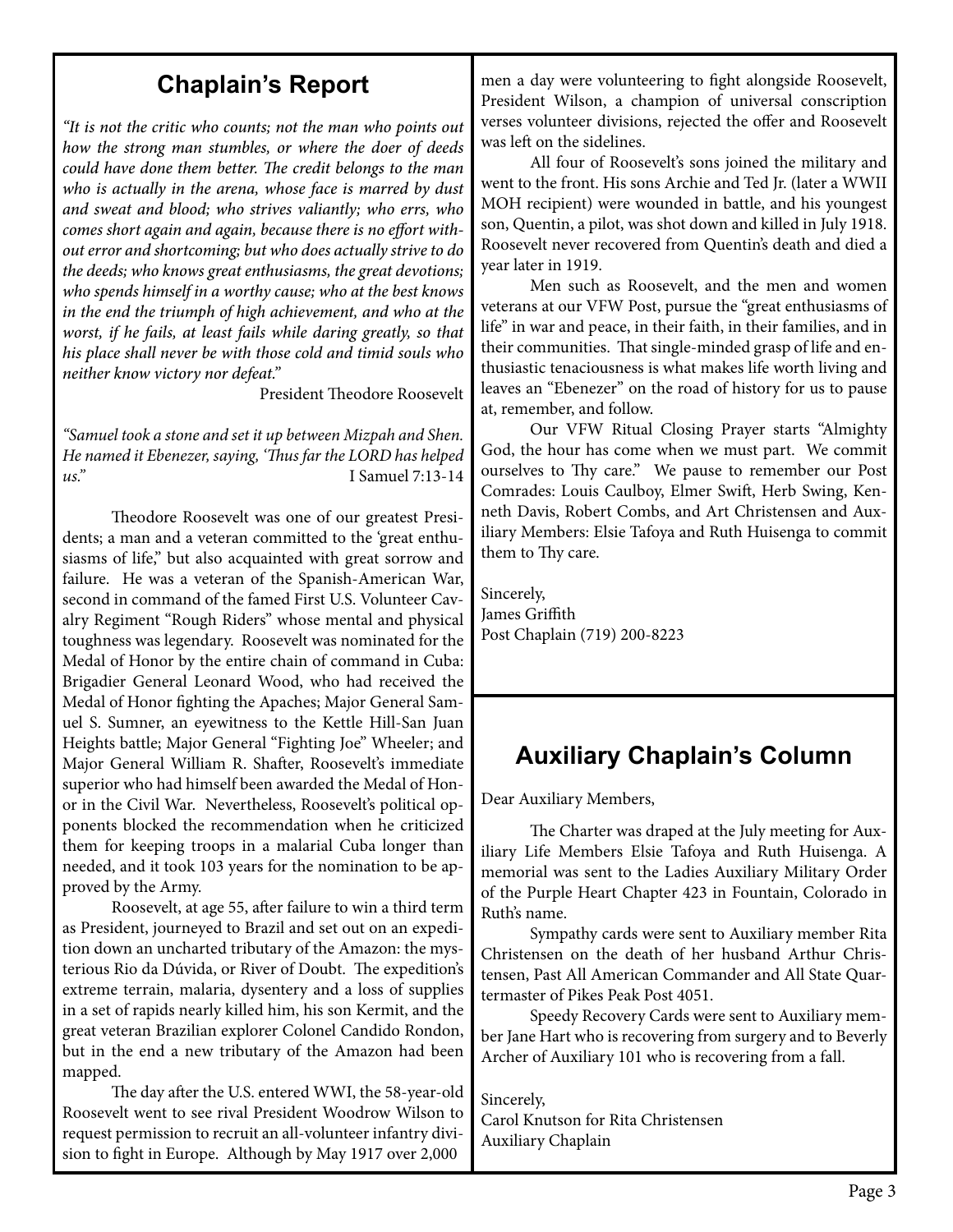## Chaplain's Report

*"It is not the critic who counts; not the man who points out how the strong man stumbles, or where the doer of deeds could have done them better. The credit belongs to the man who is actually in the arena, whose face is marred by dust and sweat and blood; who strives valiantly; who errs, who comes short again and again, because there is no effort without error and shortcoming; but who does actually strive to do the deeds; who knows great enthusiasms, the great devotions; who spends himself in a worthy cause; who at the best knows in the end the triumph of high achievement, and who at the worst, if he fails, at least fails while daring greatly, so that his place shall never be with those cold and timid souls who neither know victory nor defeat."*

President Theodore Roosevelt

*"Samuel took a stone and set it up between Mizpah and Shen. He named it Ebenezer, saying, 'Thus far the LORD has helped us."*

I Samuel 7:13-14

Theodore Roosevelt was one of our greatest Presidents; a man and a veteran committed to the 'great enthusiasms of life," but also acquainted with great sorrow and failure. He was a veteran of the Spanish-American War, second in command of the famed First U.S. Volunteer Cavalry Regiment "Rough Riders" whose mental and physical toughness was legendary. Roosevelt was nominated for the Medal of Honor by the entire chain of command in Cuba: Brigadier General Leonard Wood, who had received the Medal of Honor fighting the Apaches; Major General Samuel S. Sumner, an eyewitness to the Kettle Hill-San Juan Heights battle; Major General "Fighting Joe" Wheeler; and Major General William R. Shafter, Roosevelt's immediate superior who had himself been awarded the Medal of Honor in the Civil War. Nevertheless, Roosevelt's political opponents blocked the recommendation when he criticized them for keeping troops in a malarial Cuba longer than needed, and it took 103 years for the nomination to be approved by the Army.

Roosevelt, at age 55, after failure to win a third term as President, journeyed to Brazil and set out on an expedition down an uncharted tributary of the Amazon: the mysterious Rio da Dúvida, or River of Doubt. The expedition's extreme terrain, malaria, dysentery and a loss of supplies in a set of rapids nearly killed him, his son Kermit, and the great veteran Brazilian explorer Colonel Candido Rondon, but in the end a new tributary of the Amazon had been mapped.

The day after the U.S. entered WWI, the 58-year-old Roosevelt went to see rival President Woodrow Wilson to request permission to recruit an all-volunteer infantry division to fight in Europe. Although by May 1917 over 2,000 men a day were volunteering to fight alongside Roosevelt, President Wilson, a champion of universal conscription verses volunteer divisions, rejected the offer and Roosevelt was left on the sidelines.

All four of Roosevelt's sons joined the military and went to the front. His sons Archie and Ted Jr. (later a WWII MOH recipient) were wounded in battle, and his youngest son, Quentin, a pilot, was shot down and killed in July 1918. Roosevelt never recovered from Quentin's death and died a year later in 1919.

Men such as Roosevelt, and the men and women veterans at our VFW Post, pursue the "great enthusiasms of life" in war and peace, in their faith, in their families, and in their communities. That single-minded grasp of life and enthusiastic tenaciousness is what makes life worth living and leaves an "Ebenezer" on the road of history for us to pause at, remember, and follow.

Our VFW Ritual Closing Prayer starts "Almighty God, the hour has come when we must part. We commit ourselves to Thy care." We pause to remember our Post Comrades: Louis Caulboy, Elmer Swift, Herb Swing, Kenneth Davis, Robert Combs, and Art Christensen and Auxiliary Members: Elsie Tafoya and Ruth Huisenga to commit them to Thy care.

Sincerely,
James Griffith
Post Chaplain (719) 200-8223

## Auxiliary Chaplain's Column

Dear Auxiliary Members,

The Charter was draped at the July meeting for Auxiliary Life Members Elsie Tafoya and Ruth Huisenga. A memorial was sent to the Ladies Auxiliary Military Order of the Purple Heart Chapter 423 in Fountain, Colorado in Ruth's name.

Sympathy cards were sent to Auxiliary member Rita Christensen on the death of her husband Arthur Christensen, Past All American Commander and All State Quartermaster of Pikes Peak Post 4051.

Speedy Recovery Cards were sent to Auxiliary member Jane Hart who is recovering from surgery and to Beverly Archer of Auxiliary 101 who is recovering from a fall.

Sincerely,
Carol Knutson for Rita Christensen
Auxiliary Chaplain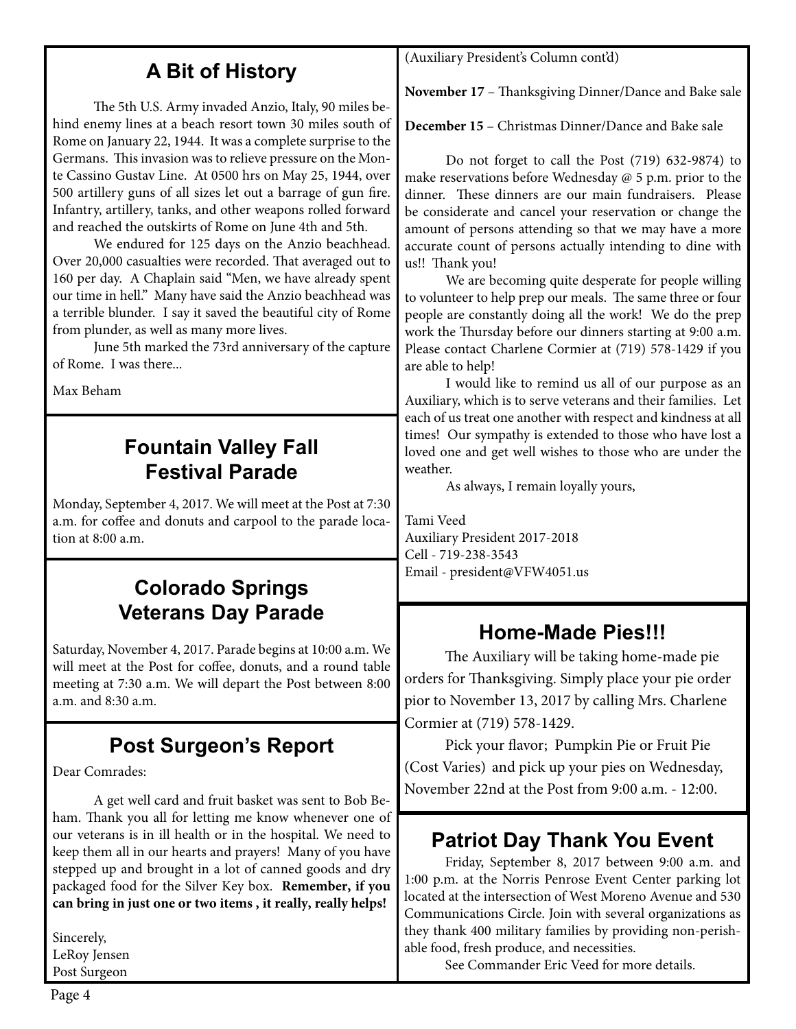## A Bit of History

The 5th U.S. Army invaded Anzio, Italy, 90 miles behind enemy lines at a beach resort town 30 miles south of Rome on January 22, 1944. It was a complete surprise to the Germans. This invasion was to relieve pressure on the Monte Cassino Gustav Line. At 0500 hrs on May 25, 1944, over 500 artillery guns of all sizes let out a barrage of gun fire. Infantry, artillery, tanks, and other weapons rolled forward and reached the outskirts of Rome on June 4th and 5th.

We endured for 125 days on the Anzio beachhead. Over 20,000 casualties were recorded. That averaged out to 160 per day. A Chaplain said "Men, we have already spent our time in hell." Many have said the Anzio beachhead was a terrible blunder. I say it saved the beautiful city of Rome from plunder, as well as many more lives.

June 5th marked the 73rd anniversary of the capture of Rome. I was there...

Max Beham

## Fountain Valley Fall Festival Parade

Monday, September 4, 2017. We will meet at the Post at 7:30 a.m. for coffee and donuts and carpool to the parade location at 8:00 a.m.

## Colorado Springs Veterans Day Parade

Saturday, November 4, 2017. Parade begins at 10:00 a.m. We will meet at the Post for coffee, donuts, and a round table meeting at 7:30 a.m. We will depart the Post between 8:00 a.m. and 8:30 a.m.

## Post Surgeon's Report

Dear Comrades:

A get well card and fruit basket was sent to Bob Beham. Thank you all for letting me know whenever one of our veterans is in ill health or in the hospital. We need to keep them all in our hearts and prayers! Many of you have stepped up and brought in a lot of canned goods and dry packaged food for the Silver Key box. **Remember, if you can bring in just one or two items , it really, really helps!**

Sincerely,
LeRoy Jensen
Post Surgeon

(Auxiliary President's Column cont'd)

**November 17** – Thanksgiving Dinner/Dance and Bake sale

**December 15** – Christmas Dinner/Dance and Bake sale

Do not forget to call the Post (719) 632-9874) to make reservations before Wednesday @ 5 p.m. prior to the dinner. These dinners are our main fundraisers. Please be considerate and cancel your reservation or change the amount of persons attending so that we may have a more accurate count of persons actually intending to dine with us!! Thank you!

We are becoming quite desperate for people willing to volunteer to help prep our meals. The same three or four people are constantly doing all the work! We do the prep work the Thursday before our dinners starting at 9:00 a.m. Please contact Charlene Cormier at (719) 578-1429 if you are able to help!

I would like to remind us all of our purpose as an Auxiliary, which is to serve veterans and their families. Let each of us treat one another with respect and kindness at all times! Our sympathy is extended to those who have lost a loved one and get well wishes to those who are under the weather.

As always, I remain loyally yours,

Tami Veed
Auxiliary President 2017-2018
Cell - 719-238-3543
Email - president@VFW4051.us

## Home-Made Pies!!!

The Auxiliary will be taking home-made pie orders for Thanksgiving. Simply place your pie order pior to November 13, 2017 by calling Mrs. Charlene Cormier at (719) 578-1429.

Pick your flavor; Pumpkin Pie or Fruit Pie (Cost Varies) and pick up your pies on Wednesday, November 22nd at the Post from 9:00 a.m. - 12:00.

## Patriot Day Thank You Event

Friday, September 8, 2017 between 9:00 a.m. and 1:00 p.m. at the Norris Penrose Event Center parking lot located at the intersection of West Moreno Avenue and 530 Communications Circle. Join with several organizations as they thank 400 military families by providing non-perishable food, fresh produce, and necessities.

See Commander Eric Veed for more details.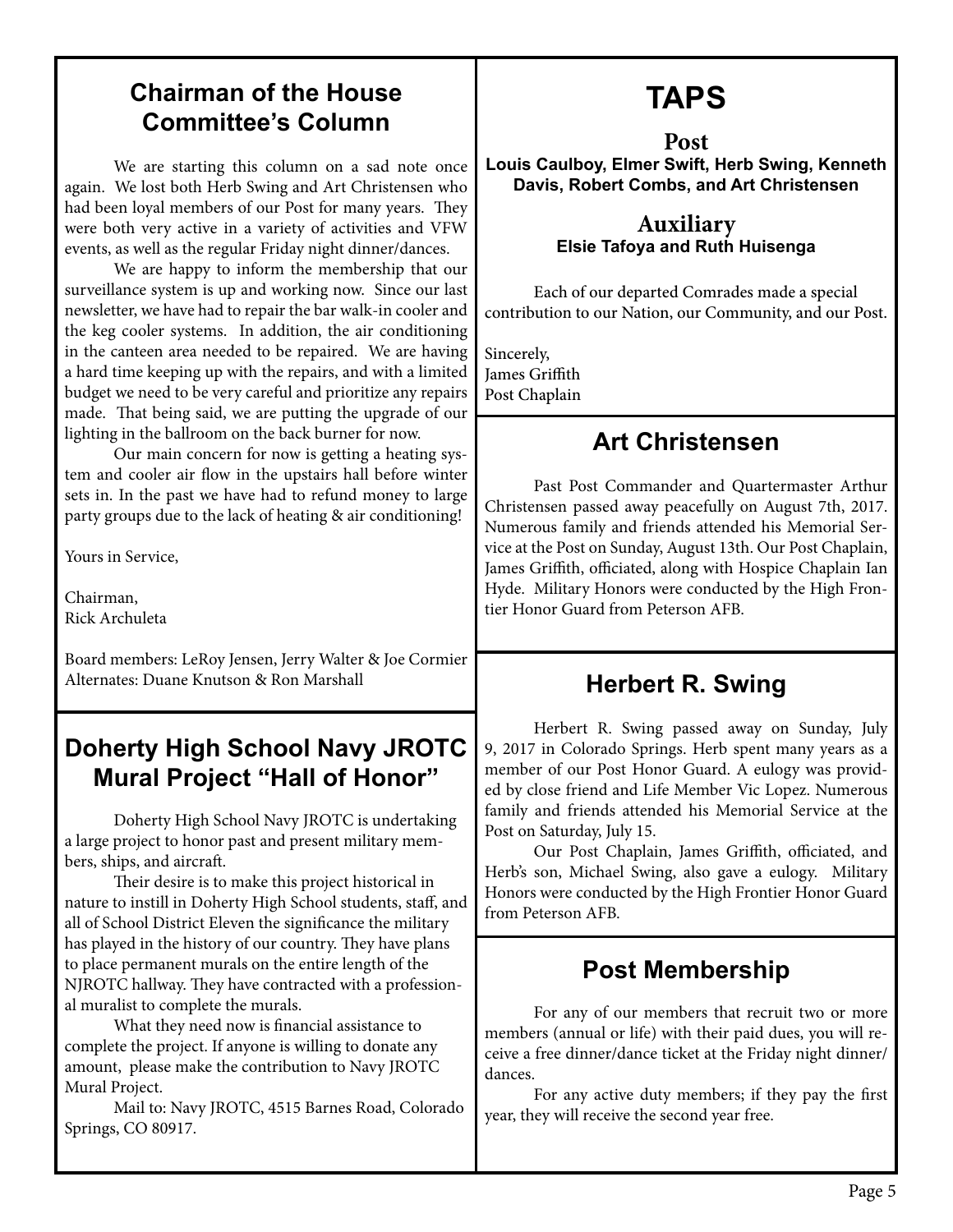## Chairman of the House Committee's Column

We are starting this column on a sad note once again. We lost both Herb Swing and Art Christensen who had been loyal members of our Post for many years. They were both very active in a variety of activities and VFW events, as well as the regular Friday night dinner/dances.

We are happy to inform the membership that our surveillance system is up and working now. Since our last newsletter, we have had to repair the bar walk-in cooler and the keg cooler systems. In addition, the air conditioning in the canteen area needed to be repaired. We are having a hard time keeping up with the repairs, and with a limited budget we need to be very careful and prioritize any repairs made. That being said, we are putting the upgrade of our lighting in the ballroom on the back burner for now.

Our main concern for now is getting a heating system and cooler air flow in the upstairs hall before winter sets in. In the past we have had to refund money to large party groups due to the lack of heating & air conditioning!

Yours in Service,

Chairman,
Rick Archuleta

Board members: LeRoy Jensen, Jerry Walter & Joe Cormier
Alternates: Duane Knutson & Ron Marshall

## Doherty High School Navy JROTC Mural Project "Hall of Honor"

Doherty High School Navy JROTC is undertaking a large project to honor past and present military members, ships, and aircraft.

Their desire is to make this project historical in nature to instill in Doherty High School students, staff, and all of School District Eleven the significance the military has played in the history of our country. They have plans to place permanent murals on the entire length of the NJROTC hallway. They have contracted with a professional muralist to complete the murals.

What they need now is financial assistance to complete the project. If anyone is willing to donate any amount, please make the contribution to Navy JROTC Mural Project.

Mail to: Navy JROTC, 4515 Barnes Road, Colorado Springs, CO 80917.

# TAPS

### Post

**Louis Caulboy, Elmer Swift, Herb Swing, Kenneth Davis, Robert Combs, and Art Christensen**

### Auxiliary

**Elsie Tafoya and Ruth Huisenga**

Each of our departed Comrades made a special contribution to our Nation, our Community, and our Post.

Sincerely,
James Griffith
Post Chaplain

## Art Christensen

Past Post Commander and Quartermaster Arthur Christensen passed away peacefully on August 7th, 2017. Numerous family and friends attended his Memorial Service at the Post on Sunday, August 13th. Our Post Chaplain, James Griffith, officiated, along with Hospice Chaplain Ian Hyde. Military Honors were conducted by the High Frontier Honor Guard from Peterson AFB.

## Herbert R. Swing

Herbert R. Swing passed away on Sunday, July 9, 2017 in Colorado Springs. Herb spent many years as a member of our Post Honor Guard. A eulogy was provided by close friend and Life Member Vic Lopez. Numerous family and friends attended his Memorial Service at the Post on Saturday, July 15.

Our Post Chaplain, James Griffith, officiated, and Herb's son, Michael Swing, also gave a eulogy. Military Honors were conducted by the High Frontier Honor Guard from Peterson AFB.

## Post Membership

For any of our members that recruit two or more members (annual or life) with their paid dues, you will receive a free dinner/dance ticket at the Friday night dinner/dances.

For any active duty members; if they pay the first year, they will receive the second year free.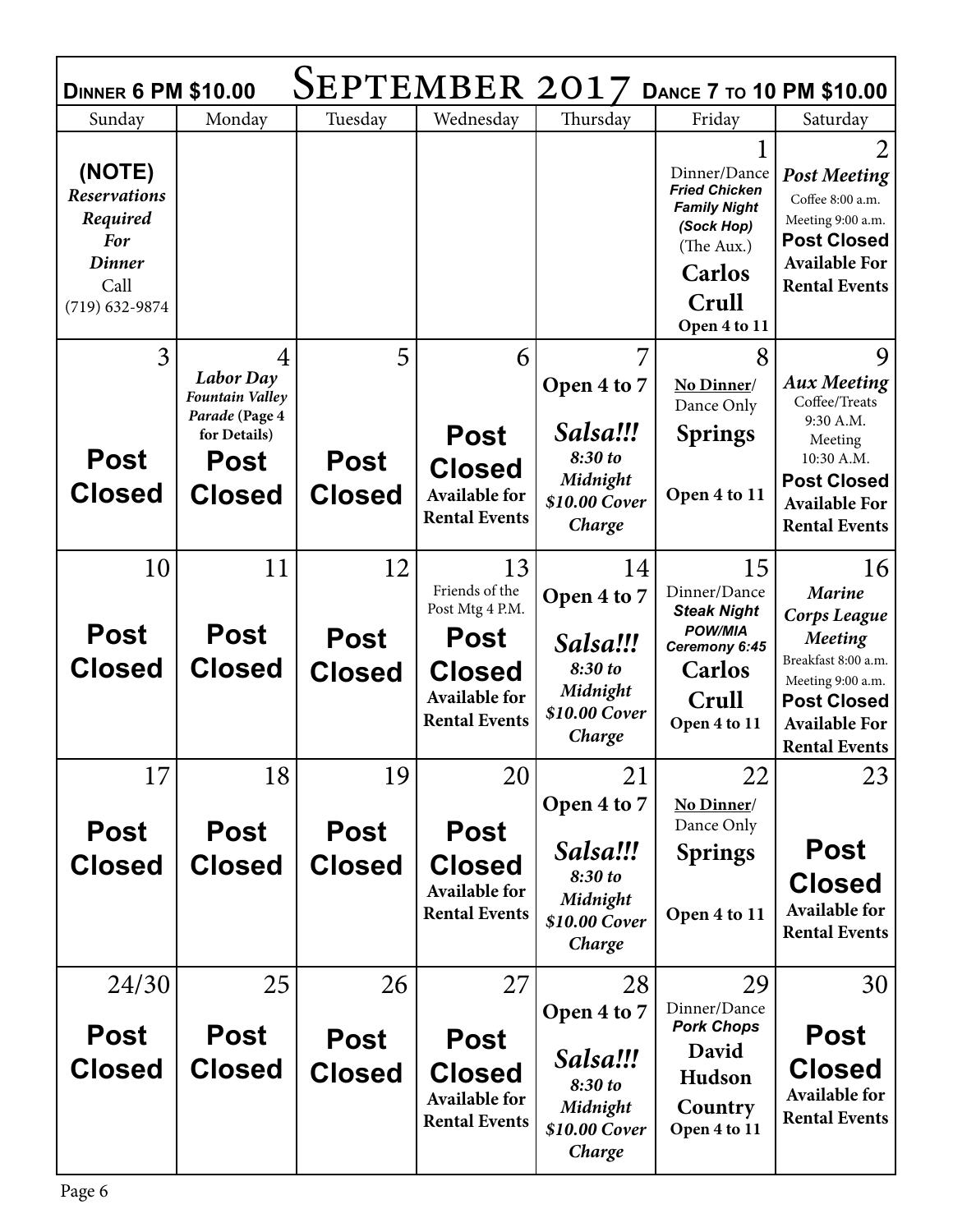| Dinner 6 PM $10.00 | | | September 2017 | | Dance 7 to 10 PM $10.00 | |
|---|---|---|---|---|---|---|
| Sunday | Monday | Tuesday | Wednesday | Thursday | Friday | Saturday |
| **(NOTE)** ***Reservations Required For Dinner*** Call (719) 632-9874 | | | | | 1 Dinner/Dance ***Fried Chicken Family Night (Sock Hop)*** (The Aux.) **Carlos Crull** **Open 4 to 11** | 2 ***Post Meeting*** Coffee 8:00 a.m. Meeting 9:00 a.m. **Post Closed** **Available For Rental Events** |
| 3 **Post Closed** | 4 ***Labor Day Fountain Valley Parade*** **(Page 4 for Details)** **Post Closed** | 5 **Post Closed** | 6 **Post Closed** **Available for Rental Events** | 7 **Open 4 to 7** ***Salsa!!! 8:30 to Midnight $10.00 Cover Charge*** | 8 **No Dinner**/ Dance Only **Springs** **Open 4 to 11** | 9 ***Aux Meeting*** Coffee/Treats 9:30 A.M. Meeting 10:30 A.M. **Post Closed** **Available For Rental Events** |
| 10 **Post Closed** | 11 **Post Closed** | 12 **Post Closed** | 13 Friends of the Post Mtg 4 P.M. **Post Closed** **Available for Rental Events** | 14 **Open 4 to 7** ***Salsa!!! 8:30 to Midnight $10.00 Cover Charge*** | 15 Dinner/Dance ***Steak Night POW/MIA Ceremony 6:45*** **Carlos Crull** **Open 4 to 11** | 16 ***Marine Corps League Meeting*** Breakfast 8:00 a.m. Meeting 9:00 a.m. **Post Closed** **Available For Rental Events** |
| 17 **Post Closed** | 18 **Post Closed** | 19 **Post Closed** | 20 **Post Closed** **Available for Rental Events** | 21 **Open 4 to 7** ***Salsa!!! 8:30 to Midnight $10.00 Cover Charge*** | 22 **No Dinner**/ Dance Only **Springs** **Open 4 to 11** | 23 **Post Closed** **Available for Rental Events** |
| 24/30 **Post Closed** | 25 **Post Closed** | 26 **Post Closed** | 27 **Post Closed** **Available for Rental Events** | 28 **Open 4 to 7** ***Salsa!!! 8:30 to Midnight $10.00 Cover Charge*** | 29 Dinner/Dance ***Pork Chops*** **David Hudson Country** **Open 4 to 11** | 30 **Post Closed** **Available for Rental Events** |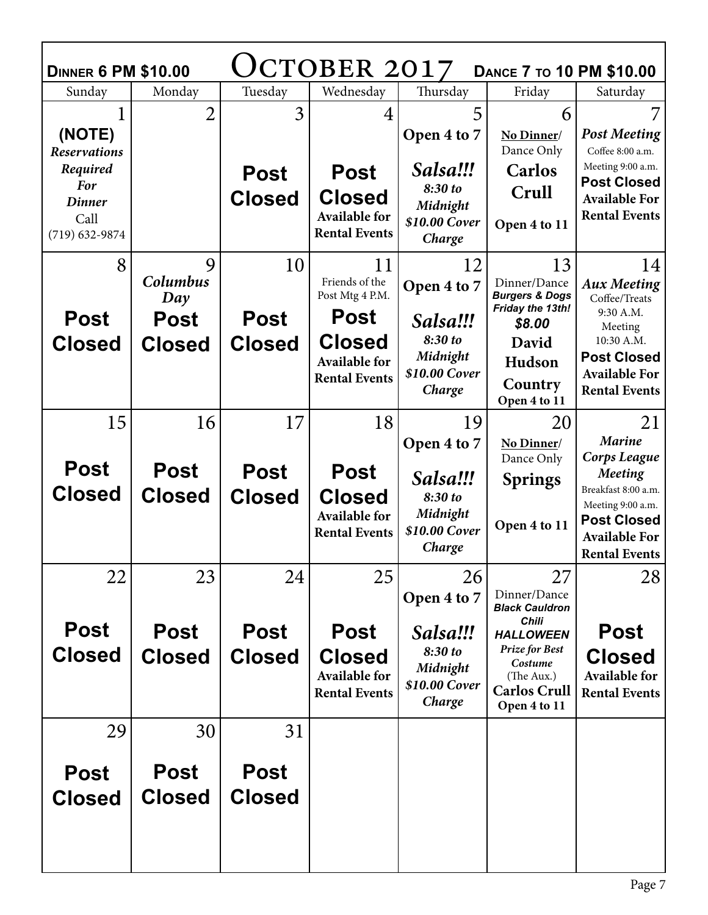**Dinner 6 PM $10.00** | **October 2017** | **Dance 7 to 10 PM $10.00**

| Sunday | Monday | Tuesday | Wednesday | Thursday | Friday | Saturday |
|---|---|---|---|---|---|---|
| 1<br>**(NOTE)**<br>***Reservations Required For Dinner***<br>Call<br>(719) 632-9874 | 2 | 3<br>**Post Closed** | 4<br>**Post Closed**<br>**Available for Rental Events** | 5<br>**Open 4 to 7**<br>***Salsa!!!***<br>***8:30 to Midnight***<br>***$10.00 Cover Charge*** | 6<br>**No Dinner/**<br>Dance Only<br>**Carlos Crull**<br>**Open 4 to 11** | 7<br>***Post Meeting***<br>Coffee 8:00 a.m.<br>Meeting 9:00 a.m.<br>**Post Closed**<br>**Available For Rental Events** |
| 8<br>**Post Closed** | 9<br>***Columbus Day***<br>**Post Closed** | 10<br>**Post Closed** | 11<br>Friends of the Post Mtg 4 P.M.<br>**Post Closed**<br>**Available for Rental Events** | 12<br>**Open 4 to 7**<br>***Salsa!!!***<br>***8:30 to Midnight***<br>***$10.00 Cover Charge*** | 13<br>Dinner/Dance<br>***Burgers & Dogs***<br>***Friday the 13th!***<br>***$8.00***<br>**David Hudson Country**<br>**Open 4 to 11** | 14<br>***Aux Meeting***<br>Coffee/Treats<br>9:30 A.M.<br>Meeting<br>10:30 A.M.<br>**Post Closed**<br>**Available For Rental Events** |
| 15<br>**Post Closed** | 16<br>**Post Closed** | 17<br>**Post Closed** | 18<br>**Post Closed**<br>**Available for Rental Events** | 19<br>**Open 4 to 7**<br>***Salsa!!!***<br>***8:30 to Midnight***<br>***$10.00 Cover Charge*** | 20<br>**No Dinner/**<br>Dance Only<br>**Springs**<br>**Open 4 to 11** | 21<br>***Marine Corps League Meeting***<br>Breakfast 8:00 a.m.<br>Meeting 9:00 a.m.<br>**Post Closed**<br>**Available For Rental Events** |
| 22<br>**Post Closed** | 23<br>**Post Closed** | 24<br>**Post Closed** | 25<br>**Post Closed**<br>**Available for Rental Events** | 26<br>**Open 4 to 7**<br>***Salsa!!!***<br>***8:30 to Midnight***<br>***$10.00 Cover Charge*** | 27<br>Dinner/Dance<br>***Black Cauldron Chili***<br>***HALLOWEEN***<br>***Prize for Best Costume***<br>(The Aux.)<br>**Carlos Crull**<br>**Open 4 to 11** | 28<br>**Post Closed**<br>**Available for Rental Events** |
| 29<br>**Post Closed** | 30<br>**Post Closed** | 31<br>**Post Closed** | | | | |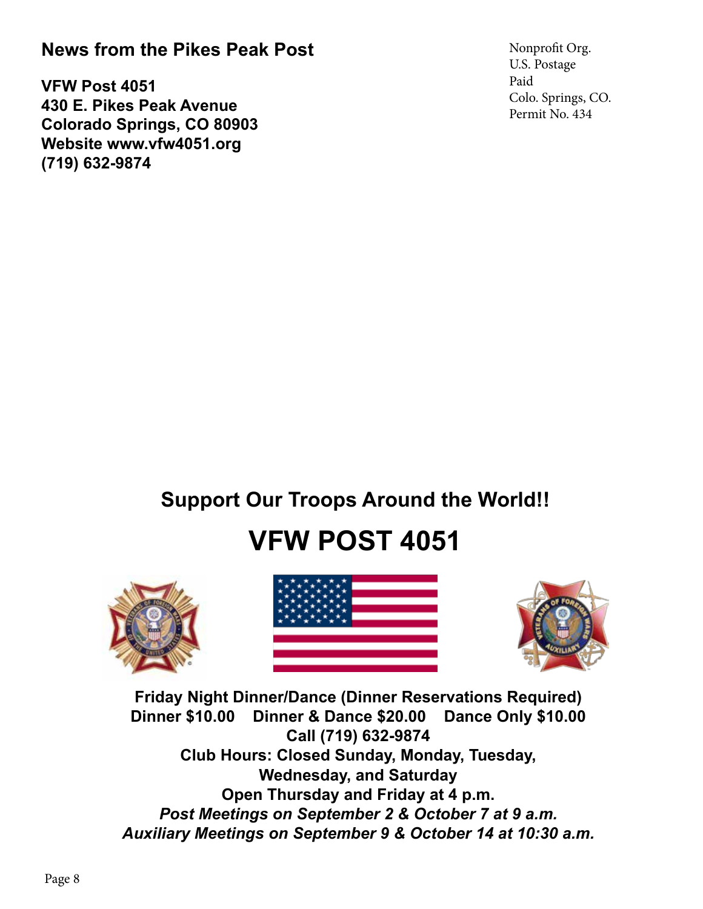**News from the Pikes Peak Post**

**VFW Post 4051**
**430 E. Pikes Peak Avenue**
**Colorado Springs, CO 80903**
**Website www.vfw4051.org**
**(719) 632-9874**

Nonprofit Org.
U.S. Postage
Paid
Colo. Springs, CO.
Permit No. 434

## Support Our Troops Around the World!!

# VFW POST 4051

**Friday Night Dinner/Dance (Dinner Reservations Required)**
**Dinner $10.00  Dinner & Dance $20.00  Dance Only $10.00**
**Call (719) 632-9874**
**Club Hours: Closed Sunday, Monday, Tuesday, Wednesday, and Saturday**
**Open Thursday and Friday at 4 p.m.**
***Post Meetings on September 2 & October 7 at 9 a.m.***
***Auxiliary Meetings on September 9 & October 14 at 10:30 a.m.***